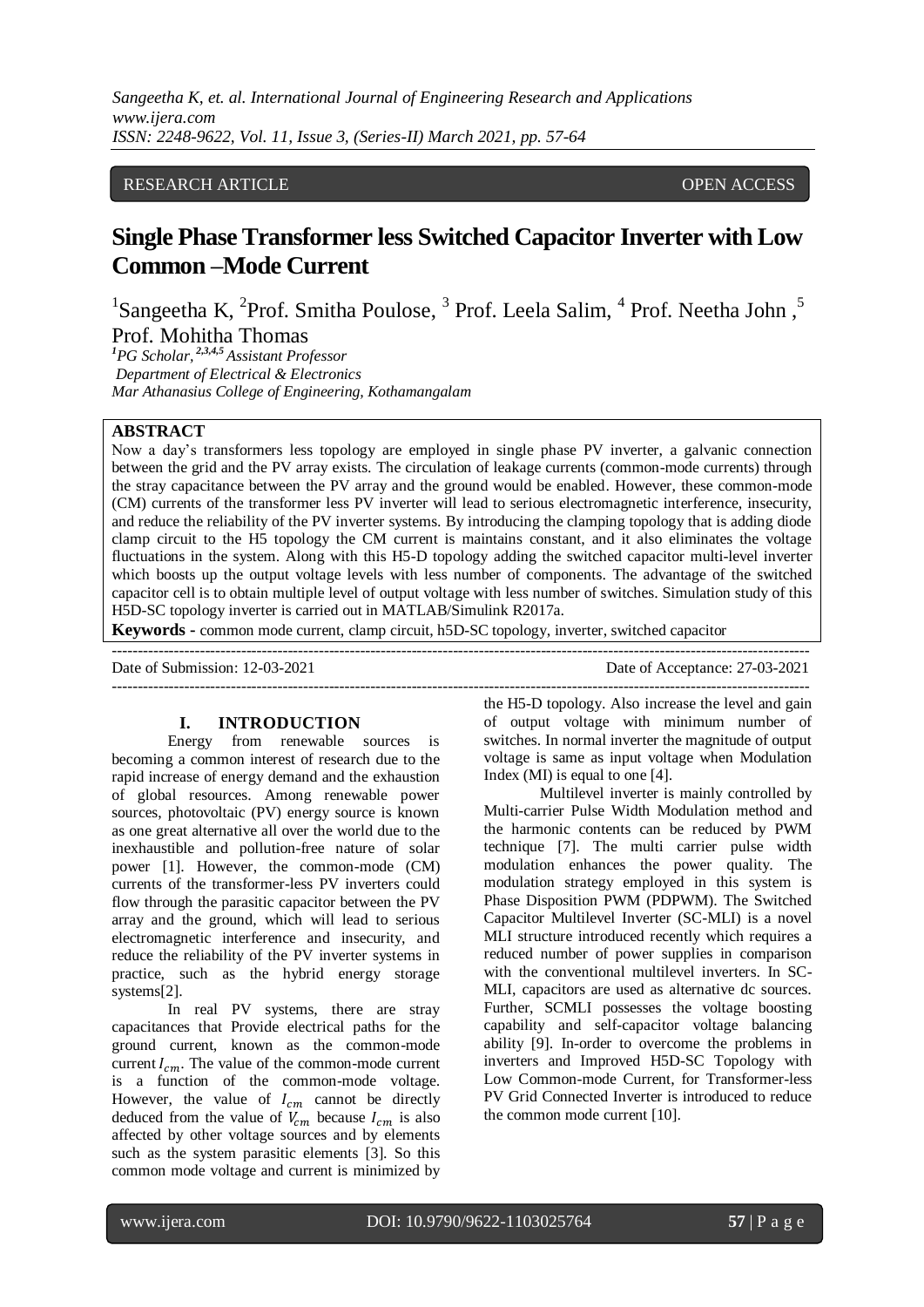RESEARCH ARTICLE OPEN ACCESS

# Single Phase Transformer less Switched Capacitor Inverter with Low Common –Mode Current

[1]Sangeetha K, [2]Prof. Smitha Poulose, [3] Prof. Leela Salim, [4] Prof. Neetha John ,[5] Prof. Mohitha Thomas

*[1]PG Scholar, [2,3,4,5] Assistant Professor*
*Department of Electrical & Electronics*
*Mar Athanasius College of Engineering, Kothamangalam*

## ABSTRACT

Now a day's transformers less topology are employed in single phase PV inverter, a galvanic connection between the grid and the PV array exists. The circulation of leakage currents (common-mode currents) through the stray capacitance between the PV array and the ground would be enabled. However, these common-mode (CM) currents of the transformer less PV inverter will lead to serious electromagnetic interference, insecurity, and reduce the reliability of the PV inverter systems. By introducing the clamping topology that is adding diode clamp circuit to the H5 topology the CM current is maintains constant, and it also eliminates the voltage fluctuations in the system. Along with this H5-D topology adding the switched capacitor multi-level inverter which boosts up the output voltage levels with less number of components. The advantage of the switched capacitor cell is to obtain multiple level of output voltage with less number of switches. Simulation study of this H5D-SC topology inverter is carried out in MATLAB/Simulink R2017a.

**Keywords -** common mode current, clamp circuit, h5D-SC topology, inverter, switched capacitor

---

Date of Submission: 12-03-2021 Date of Acceptance: 27-03-2021

---

## I. INTRODUCTION

Energy from renewable sources is becoming a common interest of research due to the rapid increase of energy demand and the exhaustion of global resources. Among renewable power sources, photovoltaic (PV) energy source is known as one great alternative all over the world due to the inexhaustible and pollution-free nature of solar power [1]. However, the common-mode (CM) currents of the transformer-less PV inverters could flow through the parasitic capacitor between the PV array and the ground, which will lead to serious electromagnetic interference and insecurity, and reduce the reliability of the PV inverter systems in practice, such as the hybrid energy storage systems[2].

In real PV systems, there are stray capacitances that Provide electrical paths for the ground current, known as the common-mode current $I_{cm}$. The value of the common-mode current is a function of the common-mode voltage. However, the value of $I_{cm}$ cannot be directly deduced from the value of $V_{cm}$ because $I_{cm}$ is also affected by other voltage sources and by elements such as the system parasitic elements [3]. So this common mode voltage and current is minimized by the H5-D topology. Also increase the level and gain of output voltage with minimum number of switches. In normal inverter the magnitude of output voltage is same as input voltage when Modulation Index (MI) is equal to one [4].

Multilevel inverter is mainly controlled by Multi-carrier Pulse Width Modulation method and the harmonic contents can be reduced by PWM technique [7]. The multi carrier pulse width modulation enhances the power quality. The modulation strategy employed in this system is Phase Disposition PWM (PDPWM). The Switched Capacitor Multilevel Inverter (SC-MLI) is a novel MLI structure introduced recently which requires a reduced number of power supplies in comparison with the conventional multilevel inverters. In SC-MLI, capacitors are used as alternative dc sources. Further, SCMLI possesses the voltage boosting capability and self-capacitor voltage balancing ability [9]. In-order to overcome the problems in inverters and Improved H5D-SC Topology with Low Common-mode Current, for Transformer-less PV Grid Connected Inverter is introduced to reduce the common mode current [10].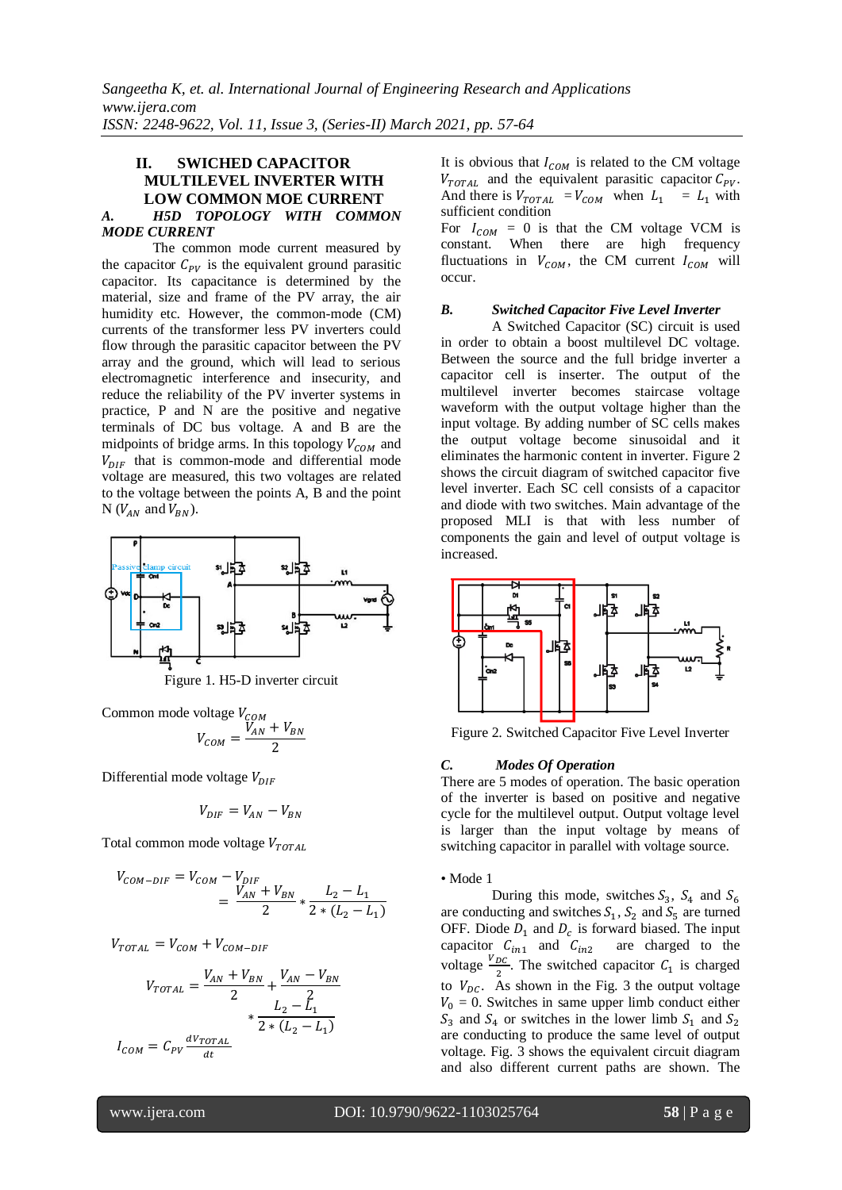## II. SWICHED CAPACITOR MULTILEVEL INVERTER WITH LOW COMMON MOE CURRENT

### *A. H5D TOPOLOGY WITH COMMON MODE CURRENT*

The common mode current measured by the capacitor $C_{PV}$ is the equivalent ground parasitic capacitor. Its capacitance is determined by the material, size and frame of the PV array, the air humidity etc. However, the common-mode (CM) currents of the transformer less PV inverters could flow through the parasitic capacitor between the PV array and the ground, which will lead to serious electromagnetic interference and insecurity, and reduce the reliability of the PV inverter systems in practice, P and N are the positive and negative terminals of DC bus voltage. A and B are the midpoints of bridge arms. In this topology $V_{COM}$ and $V_{DIF}$ that is common-mode and differential mode voltage are measured, this two voltages are related to the voltage between the points A, B and the point N ($V_{AN}$ and $V_{BN}$).

Figure 1. H5-D inverter circuit

Common mode voltage $V_{COM}$

$$V_{COM} = \frac{V_{AN} + V_{BN}}{2}$$

Differential mode voltage $V_{DIF}$

$$V_{DIF} = V_{AN} - V_{BN}$$

Total common mode voltage $V_{TOTAL}$

$$V_{COM-DIF} = V_{COM} - V_{DIF} = \frac{V_{AN} + V_{BN}}{2} * \frac{L_2 - L_1}{2 * (L_2 - L_1)}$$

$$V_{TOTAL} = V_{COM} + V_{COM-DIF}$$

$$V_{TOTAL} = \frac{V_{AN} + V_{BN}}{2} + \frac{V_{AN} - V_{BN}}{2} * \frac{L_2 - L_1}{2 * (L_2 - L_1)}$$

$$I_{COM} = C_{PV} \frac{dV_{TOTAL}}{dt}$$

It is obvious that $I_{COM}$ is related to the CM voltage $V_{TOTAL}$ and the equivalent parasitic capacitor $C_{PV}$. And there is $V_{TOTAL} = V_{COM}$ when $L_1 = L_1$ with sufficient condition

For $I_{COM} = 0$ is that the CM voltage VCM is constant. When there are high frequency fluctuations in $V_{COM}$, the CM current $I_{COM}$ will occur.

### *B. Switched Capacitor Five Level Inverter*

A Switched Capacitor (SC) circuit is used in order to obtain a boost multilevel DC voltage. Between the source and the full bridge inverter a capacitor cell is inserter. The output of the multilevel inverter becomes staircase voltage waveform with the output voltage higher than the input voltage. By adding number of SC cells makes the output voltage become sinusoidal and it eliminates the harmonic content in inverter. Figure 2 shows the circuit diagram of switched capacitor five level inverter. Each SC cell consists of a capacitor and diode with two switches. Main advantage of the proposed MLI is that with less number of components the gain and level of output voltage is increased.

Figure 2. Switched Capacitor Five Level Inverter

### *C. Modes Of Operation*

There are 5 modes of operation. The basic operation of the inverter is based on positive and negative cycle for the multilevel output. Output voltage level is larger than the input voltage by means of switching capacitor in parallel with voltage source.

- Mode 1

During this mode, switches $S_3$, $S_4$ and $S_6$ are conducting and switches $S_1$, $S_2$ and $S_5$ are turned OFF. Diode $D_1$ and $D_c$ is forward biased. The input capacitor $C_{in1}$ and $C_{in2}$ are charged to the voltage $\frac{V_{DC}}{2}$. The switched capacitor $C_1$ is charged to $V_{DC}$. As shown in the Fig. 3 the output voltage $V_0 = 0$. Switches in same upper limb conduct either $S_3$ and $S_4$ or switches in the lower limb $S_1$ and $S_2$ are conducting to produce the same level of output voltage. Fig. 3 shows the equivalent circuit diagram and also different current paths are shown. The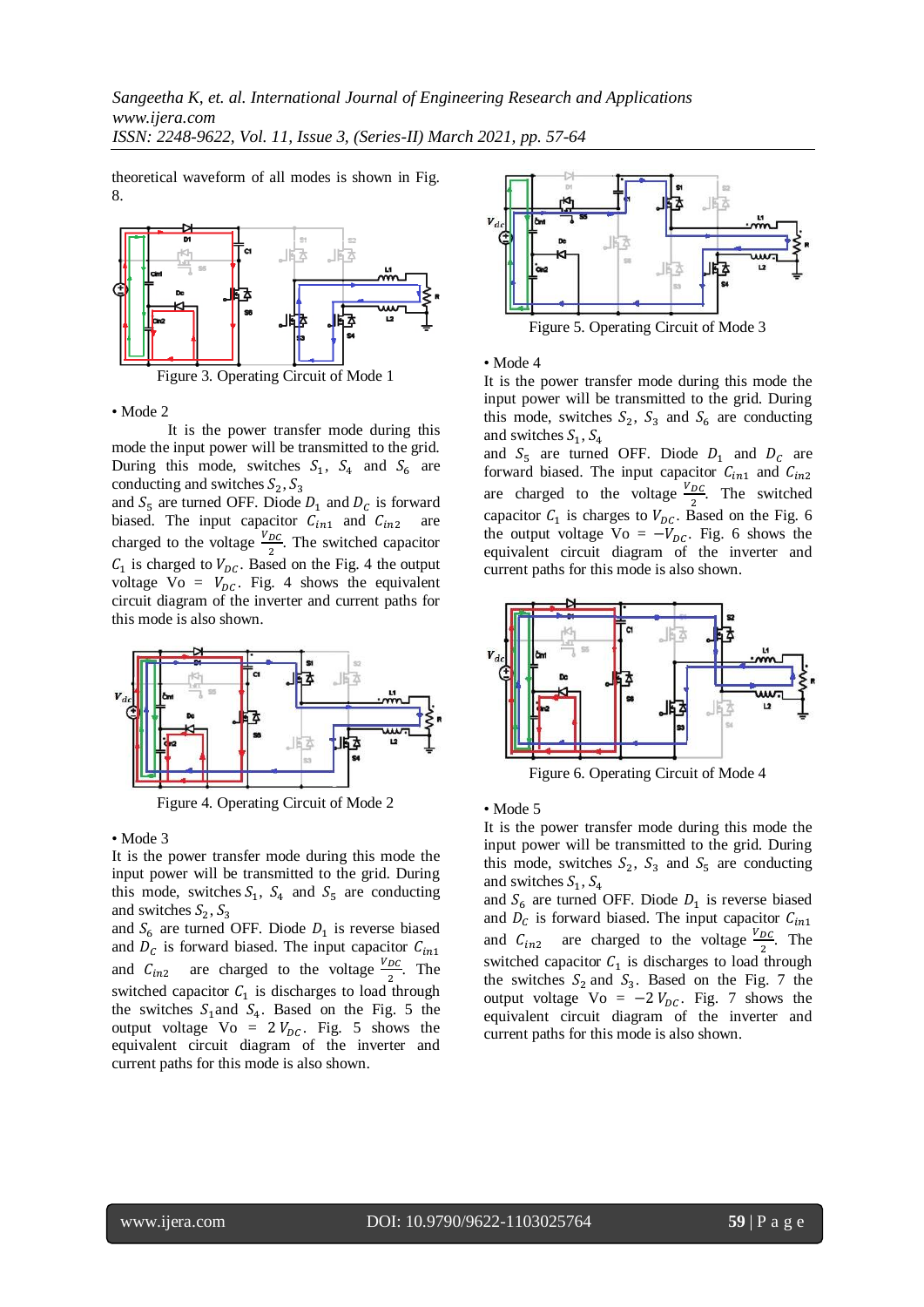theoretical waveform of all modes is shown in Fig. 8.

Figure 3. Operating Circuit of Mode 1

• Mode 2

It is the power transfer mode during this mode the input power will be transmitted to the grid. During this mode, switches $S_1$, $S_4$ and $S_6$ are conducting and switches $S_2, S_3$ and $S_5$ are turned OFF. Diode $D_1$ and $D_C$ is forward biased. The input capacitor $C_{in1}$ and $C_{in2}$ are charged to the voltage $\frac{V_{DC}}{2}$. The switched capacitor $C_1$ is charged to $V_{DC}$. Based on the Fig. 4 the output voltage Vo = $V_{DC}$. Fig. 4 shows the equivalent circuit diagram of the inverter and current paths for this mode is also shown.

Figure 4. Operating Circuit of Mode 2

• Mode 3

It is the power transfer mode during this mode the input power will be transmitted to the grid. During this mode, switches $S_1$, $S_4$ and $S_5$ are conducting and switches $S_2, S_3$ and $S_6$ are turned OFF. Diode $D_1$ is reverse biased and $D_C$ is forward biased. The input capacitor $C_{in1}$ and $C_{in2}$ are charged to the voltage $\frac{V_{DC}}{2}$. The switched capacitor $C_1$ is discharges to load through the switches $S_1$and $S_4$. Based on the Fig. 5 the output voltage Vo = $2\,V_{DC}$. Fig. 5 shows the equivalent circuit diagram of the inverter and current paths for this mode is also shown.

Figure 5. Operating Circuit of Mode 3

• Mode 4

It is the power transfer mode during this mode the input power will be transmitted to the grid. During this mode, switches $S_2$, $S_3$ and $S_6$ are conducting and switches $S_1, S_4$ and $S_5$ are turned OFF. Diode $D_1$ and $D_C$ are forward biased. The input capacitor $C_{in1}$ and $C_{in2}$ are charged to the voltage $\frac{V_{DC}}{2}$. The switched capacitor $C_1$ is charges to $V_{DC}$. Based on the Fig. 6 the output voltage Vo = $-V_{DC}$. Fig. 6 shows the equivalent circuit diagram of the inverter and current paths for this mode is also shown.

Figure 6. Operating Circuit of Mode 4

• Mode 5

It is the power transfer mode during this mode the input power will be transmitted to the grid. During this mode, switches $S_2$, $S_3$ and $S_5$ are conducting and switches $S_1, S_4$ and $S_6$ are turned OFF. Diode $D_1$ is reverse biased and $D_C$ is forward biased. The input capacitor $C_{in1}$ and $C_{in2}$ are charged to the voltage $\frac{V_{DC}}{2}$. The switched capacitor $C_1$ is discharges to load through the switches $S_2$ and $S_3$. Based on the Fig. 7 the output voltage Vo = $-2\,V_{DC}$. Fig. 7 shows the equivalent circuit diagram of the inverter and current paths for this mode is also shown.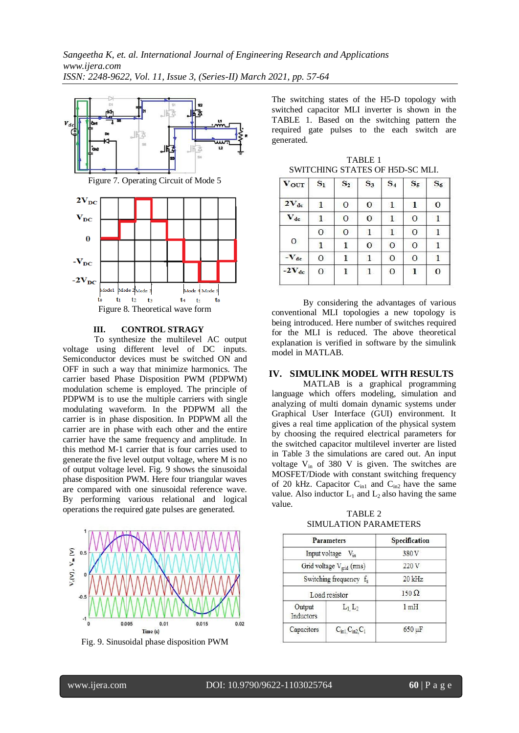Figure 7. Operating Circuit of Mode 5

Figure 8. Theoretical wave form

## III. CONTROL STRAGY

To synthesize the multilevel AC output voltage using different level of DC inputs. Semiconductor devices must be switched ON and OFF in such a way that minimize harmonics. The carrier based Phase Disposition PWM (PDPWM) modulation scheme is employed. The principle of PDPWM is to use the multiple carriers with single modulating waveform. In the PDPWM all the carrier is in phase disposition. In PDPWM all the carrier are in phase with each other and the entire carrier have the same frequency and amplitude. In this method M-1 carrier that is four carries used to generate the five level output voltage, where M is no of output voltage level. Fig. 9 shows the sinusoidal phase disposition PWM. Here four triangular waves are compared with one sinusoidal reference wave. By performing various relational and logical operations the required gate pulses are generated.

Fig. 9. Sinusoidal phase disposition PWM

The switching states of the H5-D topology with switched capacitor MLI inverter is shown in the TABLE 1. Based on the switching pattern the required gate pulses to the each switch are generated.

TABLE 1
SWITCHING STATES OF H5D-SC MLI.

| $V_{OUT}$ | $S_1$ | $S_2$ | $S_3$ | $S_4$ | $S_5$ | $S_6$ |
|---|---|---|---|---|---|---|
| $2V_{dc}$ | 1 | 0 | 0 | 1 | 1 | 0 |
| $V_{dc}$ | 1 | 0 | 0 | 1 | 0 | 1 |
| 0 | 0 | 0 | 1 | 1 | 0 | 1 |
| | 1 | 1 | 0 | 0 | 0 | 1 |
| $-V_{dc}$ | 0 | 1 | 1 | 0 | 0 | 1 |
| $-2V_{dc}$ | 0 | 1 | 1 | 0 | 1 | 0 |

By considering the advantages of various conventional MLI topologies a new topology is being introduced. Here number of switches required for the MLI is reduced. The above theoretical explanation is verified in software by the simulink model in MATLAB.

## IV. SIMULINK MODEL WITH RESULTS

MATLAB is a graphical programming language which offers modeling, simulation and analyzing of multi domain dynamic systems under Graphical User Interface (GUI) environment. It gives a real time application of the physical system by choosing the required electrical parameters for the switched capacitor multilevel inverter are listed in Table 3 the simulations are cared out. An input voltage $V_{in}$ of 380 V is given. The switches are MOSFET/Diode with constant switching frequency of 20 kHz. Capacitor $C_{in1}$ and $C_{in2}$ have the same value. Also inductor $L_1$ and $L_2$ also having the same value.

TABLE 2
SIMULATION PARAMETERS

| Parameters | | Specification |
|---|---|---|
| Input voltage $V_{in}$ | | 380 V |
| Grid voltage $V_{grid}$ (rms) | | 220 V |
| Switching frequency $f_s$ | | 20 kHz |
| Load resistor | | 150 Ω |
| Output Inductors | $L_1$, $L_2$ | 1 mH |
| Capacitors | $C_{in1}$, $C_{in2}$, $C_1$ | 650 µF |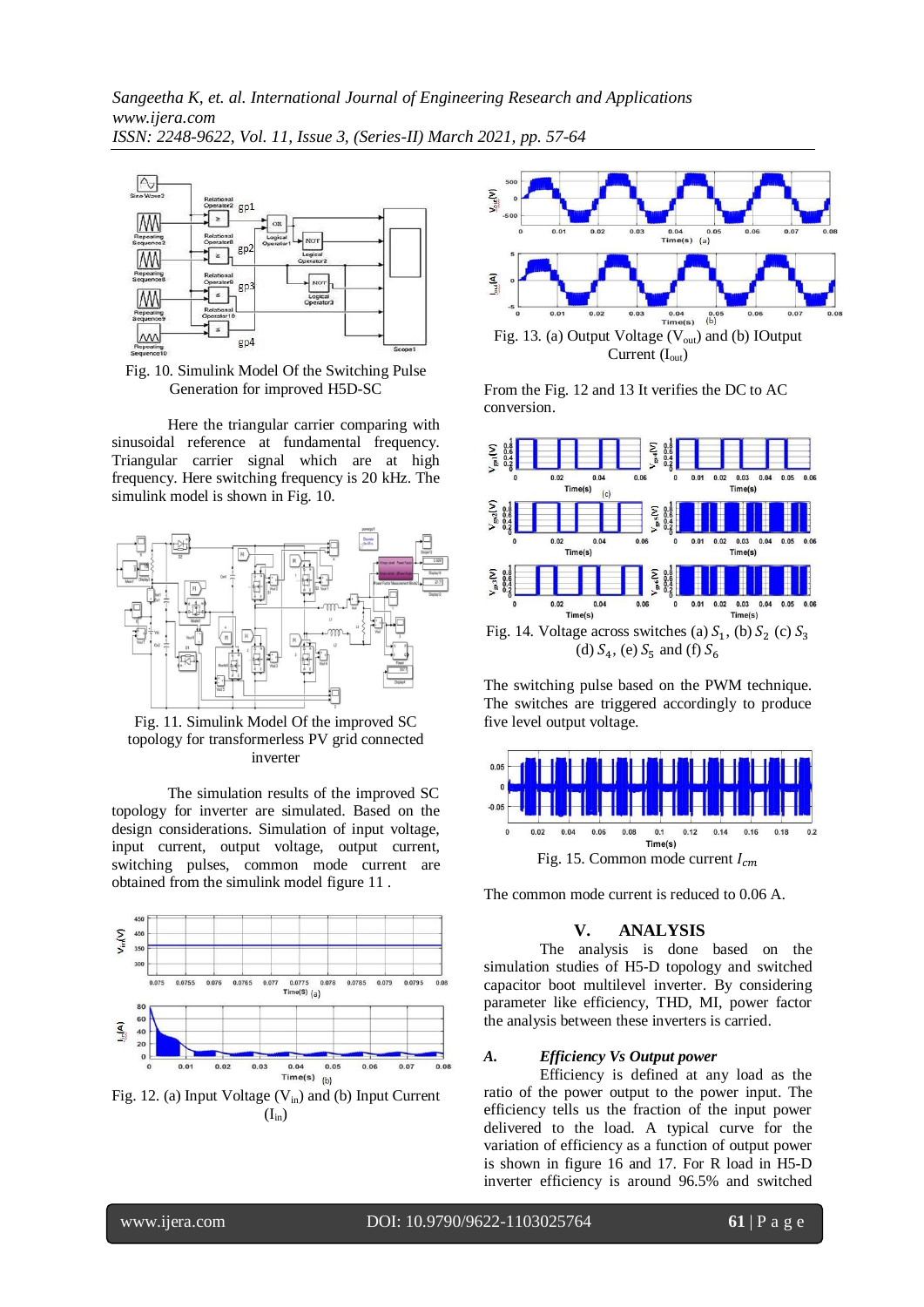Fig. 10. Simulink Model Of the Switching Pulse Generation for improved H5D-SC

Here the triangular carrier comparing with sinusoidal reference at fundamental frequency. Triangular carrier signal which are at high frequency. Here switching frequency is 20 kHz. The simulink model is shown in Fig. 10.

Fig. 11. Simulink Model Of the improved SC topology for transformerless PV grid connected inverter

The simulation results of the improved SC topology for inverter are simulated. Based on the design considerations. Simulation of input voltage, input current, output voltage, output current, switching pulses, common mode current are obtained from the simulink model figure 11 .

Fig. 12. (a) Input Voltage ($V_{in}$) and (b) Input Current ($I_{in}$)

Fig. 13. (a) Output Voltage ($V_{out}$) and (b) IOutput Current ($I_{out}$)

From the Fig. 12 and 13 It verifies the DC to AC conversion.

Fig. 14. Voltage across switches (a) $S_1$, (b) $S_2$ (c) $S_3$ (d) $S_4$, (e) $S_5$ and (f) $S_6$

The switching pulse based on the PWM technique. The switches are triggered accordingly to produce five level output voltage.

Fig. 15. Common mode current $I_{cm}$

The common mode current is reduced to 0.06 A.

## V. ANALYSIS

The analysis is done based on the simulation studies of H5-D topology and switched capacitor boot multilevel inverter. By considering parameter like efficiency, THD, MI, power factor the analysis between these inverters is carried.

### *A. Efficiency Vs Output power*

Efficiency is defined at any load as the ratio of the power output to the power input. The efficiency tells us the fraction of the input power delivered to the load. A typical curve for the variation of efficiency as a function of output power is shown in figure 16 and 17. For R load in H5-D inverter efficiency is around 96.5% and switched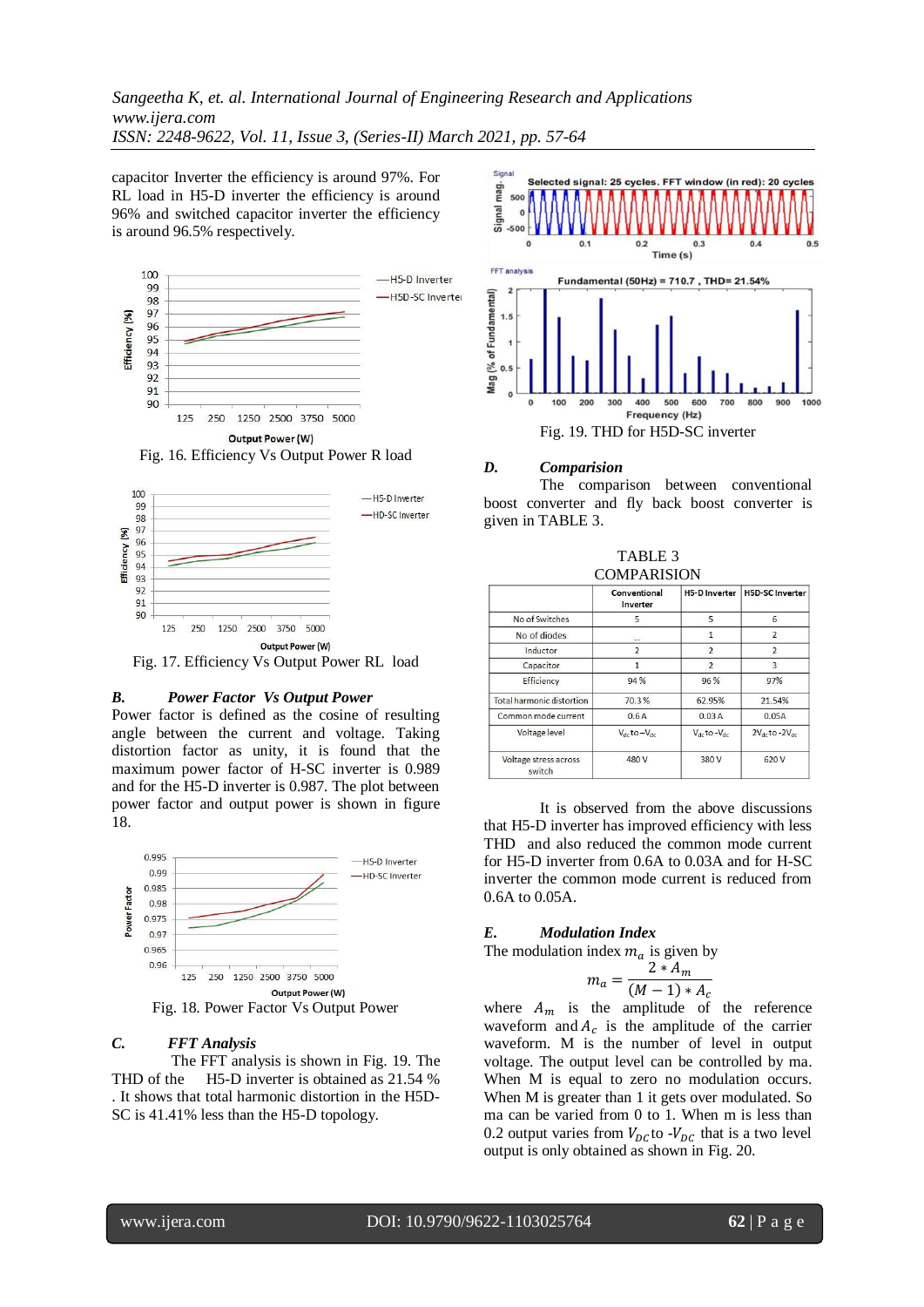capacitor Inverter the efficiency is around 97%. For RL load in H5-D inverter the efficiency is around 96% and switched capacitor inverter the efficiency is around 96.5% respectively.

Fig. 16. Efficiency Vs Output Power R load

Fig. 17. Efficiency Vs Output Power RL load

### B. *Power Factor Vs Output Power*

Power factor is defined as the cosine of resulting angle between the current and voltage. Taking distortion factor as unity, it is found that the maximum power factor of H-SC inverter is 0.989 and for the H5-D inverter is 0.987. The plot between power factor and output power is shown in figure 18.

Fig. 18. Power Factor Vs Output Power

### C. *FFT Analysis*

The FFT analysis is shown in Fig. 19. The THD of the H5-D inverter is obtained as 21.54 % . It shows that total harmonic distortion in the H5D-SC is 41.41% less than the H5-D topology.

Fig. 19. THD for H5D-SC inverter

### D. *Comparision*

The comparison between conventional boost converter and fly back boost converter is given in TABLE 3.

TABLE 3
COMPARISION

| | Conventional Inverter | H5-D Inverter | H5D-SC Inverter |
|---|---|---|---|
| No of Switches | 5 | 5 | 6 |
| No of diodes | -- | 1 | 2 |
| Inductor | 2 | 2 | 2 |
| Capacitor | 1 | 2 | 3 |
| Efficiency | 94 % | 96 % | 97% |
| Total harmonic distortion | 70.3 % | 62.95% | 21.54% |
| Common mode current | 0.6 A | 0.03 A | 0.05A |
| Voltage level | $V_{dc}$ to $-V_{dc}$ | $V_{dc}$ to $-V_{dc}$ | $2V_{dc}$ to $-2V_{dc}$ |
| Voltage stress across switch | 480 V | 380 V | 620 V |

It is observed from the above discussions that H5-D inverter has improved efficiency with less THD and also reduced the common mode current for H5-D inverter from 0.6A to 0.03A and for H-SC inverter the common mode current is reduced from 0.6A to 0.05A.

### E. *Modulation Index*

The modulation index $m_a$ is given by

$$m_a = \frac{2 * A_m}{(M-1) * A_c}$$

where $A_m$ is the amplitude of the reference waveform and $A_c$ is the amplitude of the carrier waveform. M is the number of level in output voltage. The output level can be controlled by ma. When M is equal to zero no modulation occurs. When M is greater than 1 it gets over modulated. So ma can be varied from 0 to 1. When m is less than 0.2 output varies from $V_{DC}$ to $-V_{DC}$ that is a two level output is only obtained as shown in Fig. 20.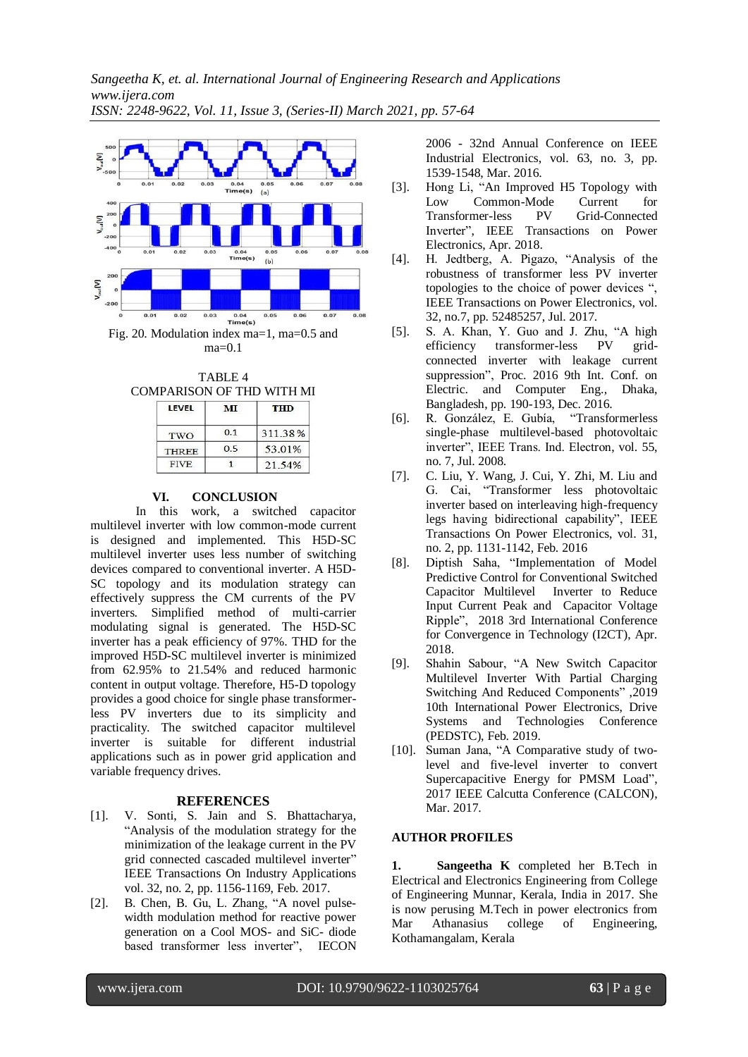Fig. 20. Modulation index ma=1, ma=0.5 and ma=0.1

TABLE 4
COMPARISON OF THD WITH MI

| LEVEL | MI | THD |
|---|---|---|
| TWO | 0.1 | 311.38% |
| THREE | 0.5 | 53.01% |
| FIVE | 1 | 21.54% |

## VI. CONCLUSION

In this work, a switched capacitor multilevel inverter with low common-mode current is designed and implemented. This H5D-SC multilevel inverter uses less number of switching devices compared to conventional inverter. A H5D-SC topology and its modulation strategy can effectively suppress the CM currents of the PV inverters. Simplified method of multi-carrier modulating signal is generated. The H5D-SC inverter has a peak efficiency of 97%. THD for the improved H5D-SC multilevel inverter is minimized from 62.95% to 21.54% and reduced harmonic content in output voltage. Therefore, H5-D topology provides a good choice for single phase transformer-less PV inverters due to its simplicity and practicality. The switched capacitor multilevel inverter is suitable for different industrial applications such as in power grid application and variable frequency drives.

## REFERENCES

[1]. V. Sonti, S. Jain and S. Bhattacharya, "Analysis of the modulation strategy for the minimization of the leakage current in the PV grid connected cascaded multilevel inverter" IEEE Transactions On Industry Applications vol. 32, no. 2, pp. 1156-1169, Feb. 2017.

[2]. B. Chen, B. Gu, L. Zhang, "A novel pulse-width modulation method for reactive power generation on a Cool MOS- and SiC- diode based transformer less inverter", IECON 2006 - 32nd Annual Conference on IEEE Industrial Electronics, vol. 63, no. 3, pp. 1539-1548, Mar. 2016.

[3]. Hong Li, "An Improved H5 Topology with Low Common-Mode Current for Transformer-less PV Grid-Connected Inverter", IEEE Transactions on Power Electronics, Apr. 2018.

[4]. H. Jedtberg, A. Pigazo, "Analysis of the robustness of transformer less PV inverter topologies to the choice of power devices ", IEEE Transactions on Power Electronics, vol. 32, no.7, pp. 52485257, Jul. 2017.

[5]. S. A. Khan, Y. Guo and J. Zhu, "A high efficiency transformer-less PV grid-connected inverter with leakage current suppression", Proc. 2016 9th Int. Conf. on Electric. and Computer Eng., Dhaka, Bangladesh, pp. 190-193, Dec. 2016.

[6]. R. González, E. Gubía, "Transformerless single-phase multilevel-based photovoltaic inverter", IEEE Trans. Ind. Electron, vol. 55, no. 7, Jul. 2008.

[7]. C. Liu, Y. Wang, J. Cui, Y. Zhi, M. Liu and G. Cai, "Transformer less photovoltaic inverter based on interleaving high-frequency legs having bidirectional capability", IEEE Transactions On Power Electronics, vol. 31, no. 2, pp. 1131-1142, Feb. 2016

[8]. Diptish Saha, "Implementation of Model Predictive Control for Conventional Switched Capacitor Multilevel Inverter to Reduce Input Current Peak and Capacitor Voltage Ripple", 2018 3rd International Conference for Convergence in Technology (I2CT), Apr. 2018.

[9]. Shahin Sabour, "A New Switch Capacitor Multilevel Inverter With Partial Charging Switching And Reduced Components" ,2019 10th International Power Electronics, Drive Systems and Technologies Conference (PEDSTC), Feb. 2019.

[10]. Suman Jana, "A Comparative study of two-level and five-level inverter to convert Supercapacitive Energy for PMSM Load", 2017 IEEE Calcutta Conference (CALCON), Mar. 2017.

## AUTHOR PROFILES

**1. Sangeetha K** completed her B.Tech in Electrical and Electronics Engineering from College of Engineering Munnar, Kerala, India in 2017. She is now perusing M.Tech in power electronics from Mar Athanasius college of Engineering, Kothamangalam, Kerala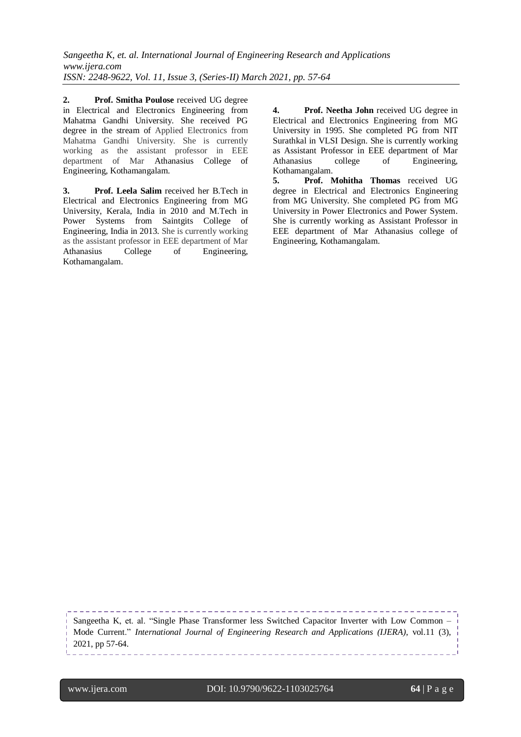**2. Prof. Smitha Poulose** received UG degree in Electrical and Electronics Engineering from Mahatma Gandhi University. She received PG degree in the stream of Applied Electronics from Mahatma Gandhi University. She is currently working as the assistant professor in EEE department of Mar Athanasius College of Engineering, Kothamangalam.

**3. Prof. Leela Salim** received her B.Tech in Electrical and Electronics Engineering from MG University, Kerala, India in 2010 and M.Tech in Power Systems from Saintgits College of Engineering, India in 2013. She is currently working as the assistant professor in EEE department of Mar Athanasius College of Engineering, Kothamangalam.

**4. Prof. Neetha John** received UG degree in Electrical and Electronics Engineering from MG University in 1995. She completed PG from NIT Surathkal in VLSI Design. She is currently working as Assistant Professor in EEE department of Mar Athanasius college of Engineering, Kothamangalam.

**5. Prof. Mohitha Thomas** received UG degree in Electrical and Electronics Engineering from MG University. She completed PG from MG University in Power Electronics and Power System. She is currently working as Assistant Professor in EEE department of Mar Athanasius college of Engineering, Kothamangalam.

Sangeetha K, et. al. "Single Phase Transformer less Switched Capacitor Inverter with Low Common – Mode Current." *International Journal of Engineering Research and Applications (IJERA)*, vol.11 (3), 2021, pp 57-64.